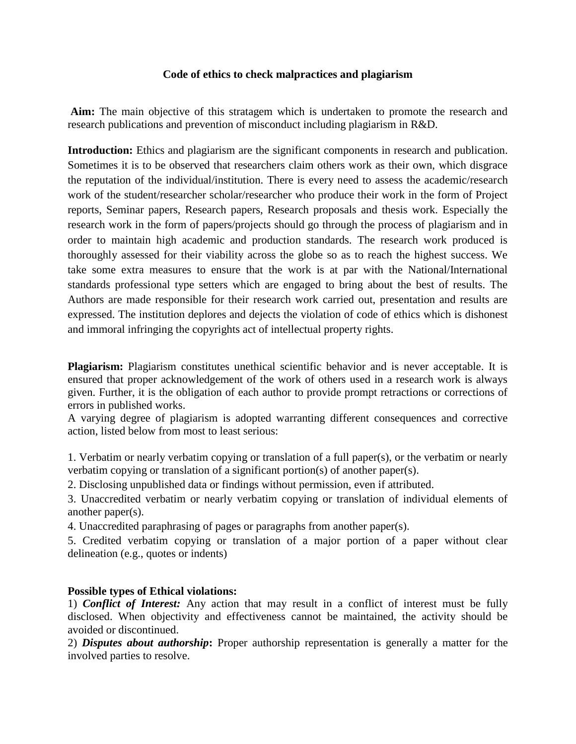# Code of ethics to check malpractices and plagiarism

**Aim:** The main objective of this stratagem which is undertaken to promote the research and research publications and prevention of misconduct including plagiarism in R&D.

**Introduction:** Ethics and plagiarism are the significant components in research and publication. Sometimes it is to be observed that researchers claim others work as their own, which disgrace the reputation of the individual/institution. There is every need to assess the academic/research work of the student/researcher scholar/researcher who produce their work in the form of Project reports, Seminar papers, Research papers, Research proposals and thesis work. Especially the research work in the form of papers/projects should go through the process of plagiarism and in order to maintain high academic and production standards. The research work produced is thoroughly assessed for their viability across the globe so as to reach the highest success. We take some extra measures to ensure that the work is at par with the National/International standards professional type setters which are engaged to bring about the best of results. The Authors are made responsible for their research work carried out, presentation and results are expressed. The institution deplores and dejects the violation of code of ethics which is dishonest and immoral infringing the copyrights act of intellectual property rights.

**Plagiarism:** Plagiarism constitutes unethical scientific behavior and is never acceptable. It is ensured that proper acknowledgement of the work of others used in a research work is always given. Further, it is the obligation of each author to provide prompt retractions or corrections of errors in published works.

A varying degree of plagiarism is adopted warranting different consequences and corrective action, listed below from most to least serious:

1. Verbatim or nearly verbatim copying or translation of a full paper(s), or the verbatim or nearly verbatim copying or translation of a significant portion(s) of another paper(s).
2. Disclosing unpublished data or findings without permission, even if attributed.
3. Unaccredited verbatim or nearly verbatim copying or translation of individual elements of another paper(s).
4. Unaccredited paraphrasing of pages or paragraphs from another paper(s).
5. Credited verbatim copying or translation of a major portion of a paper without clear delineation (e.g., quotes or indents)

**Possible types of Ethical violations:**

1) ***Conflict of Interest:*** Any action that may result in a conflict of interest must be fully disclosed. When objectivity and effectiveness cannot be maintained, the activity should be avoided or discontinued.

2) ***Disputes about authorship*****:** Proper authorship representation is generally a matter for the involved parties to resolve.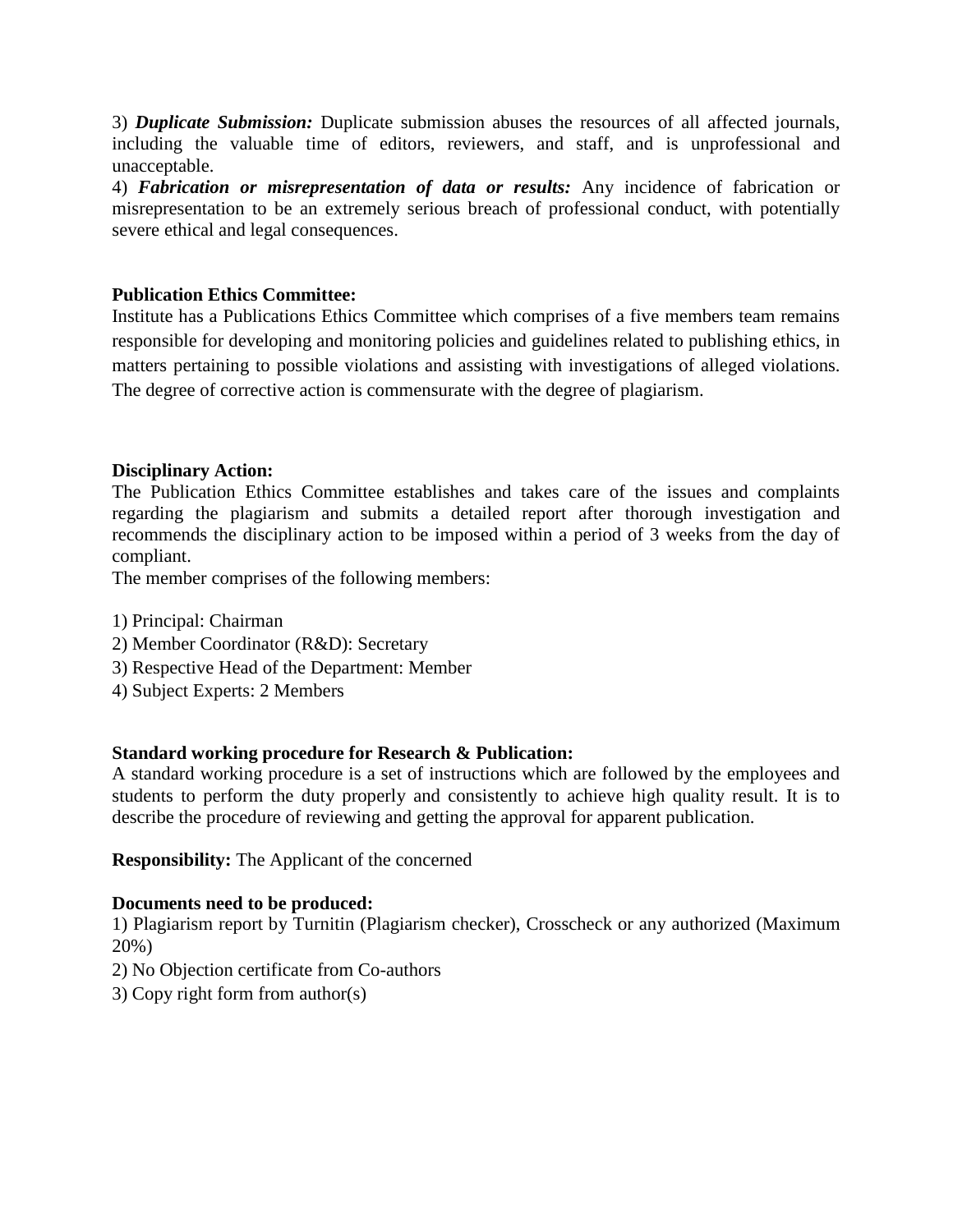3) ***Duplicate Submission:*** Duplicate submission abuses the resources of all affected journals, including the valuable time of editors, reviewers, and staff, and is unprofessional and unacceptable.

4) ***Fabrication or misrepresentation of data or results:*** Any incidence of fabrication or misrepresentation to be an extremely serious breach of professional conduct, with potentially severe ethical and legal consequences.

**Publication Ethics Committee:**

Institute has a Publications Ethics Committee which comprises of a five members team remains responsible for developing and monitoring policies and guidelines related to publishing ethics, in matters pertaining to possible violations and assisting with investigations of alleged violations. The degree of corrective action is commensurate with the degree of plagiarism.

**Disciplinary Action:**

The Publication Ethics Committee establishes and takes care of the issues and complaints regarding the plagiarism and submits a detailed report after thorough investigation and recommends the disciplinary action to be imposed within a period of 3 weeks from the day of compliant.

The member comprises of the following members:

1) Principal: Chairman
2) Member Coordinator (R&D): Secretary
3) Respective Head of the Department: Member
4) Subject Experts: 2 Members

**Standard working procedure for Research & Publication:**

A standard working procedure is a set of instructions which are followed by the employees and students to perform the duty properly and consistently to achieve high quality result. It is to describe the procedure of reviewing and getting the approval for apparent publication.

**Responsibility:** The Applicant of the concerned

**Documents need to be produced:**

1) Plagiarism report by Turnitin (Plagiarism checker), Crosscheck or any authorized (Maximum 20%)
2) No Objection certificate from Co-authors
3) Copy right form from author(s)